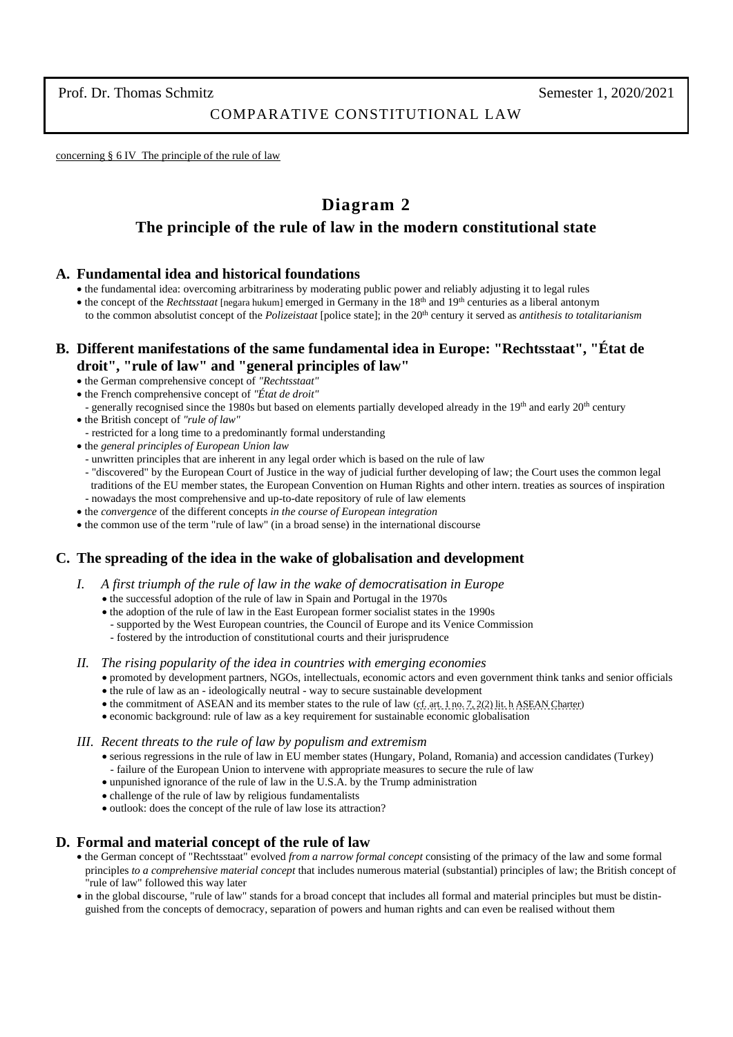Prof. Dr. Thomas Schmitz — Semester 1, 2020/2021

COMPARATIVE CONSTITUTIONAL LAW

concerning § 6 IV The principle of the rule of law

# Diagram 2

## The principle of the rule of law in the modern constitutional state

### A. Fundamental idea and historical foundations

- the fundamental idea: overcoming arbitrariness by moderating public power and reliably adjusting it to legal rules
- the concept of the *Rechtsstaat* [negara hukum] emerged in Germany in the 18th and 19th centuries as a liberal antonym to the common absolutist concept of the *Polizeistaat* [police state]; in the 20th century it served as *antithesis to totalitarianism*

### B. Different manifestations of the same fundamental idea in Europe: "Rechtsstaat", "État de droit", "rule of law" and "general principles of law"

- the German comprehensive concept of *"Rechtsstaat"*
- the French comprehensive concept of *"État de droit"*
  - generally recognised since the 1980s but based on elements partially developed already in the 19th and early 20th century
- the British concept of *"rule of law"*
  - restricted for a long time to a predominantly formal understanding
- the *general principles of European Union law*
  - unwritten principles that are inherent in any legal order which is based on the rule of law
  - "discovered" by the European Court of Justice in the way of judicial further developing of law; the Court uses the common legal traditions of the EU member states, the European Convention on Human Rights and other intern. treaties as sources of inspiration
  - nowadays the most comprehensive and up-to-date repository of rule of law elements
- the *convergence* of the different concepts *in the course of European integration*
- the common use of the term "rule of law" (in a broad sense) in the international discourse

### C. The spreading of the idea in the wake of globalisation and development

#### I. *A first triumph of the rule of law in the wake of democratisation in Europe*

- the successful adoption of the rule of law in Spain and Portugal in the 1970s
- the adoption of the rule of law in the East European former socialist states in the 1990s
  - supported by the West European countries, the Council of Europe and its Venice Commission
  - fostered by the introduction of constitutional courts and their jurisprudence

#### II. *The rising popularity of the idea in countries with emerging economies*

- promoted by development partners, NGOs, intellectuals, economic actors and even government think tanks and senior officials
- the rule of law as an - ideologically neutral - way to secure sustainable development
- the commitment of ASEAN and its member states to the rule of law (cf. art. 1 no. 7, 2(2) lit. h ASEAN Charter)
- economic background: rule of law as a key requirement for sustainable economic globalisation

#### III. *Recent threats to the rule of law by populism and extremism*

- serious regressions in the rule of law in EU member states (Hungary, Poland, Romania) and accession candidates (Turkey)
  - failure of the European Union to intervene with appropriate measures to secure the rule of law
- unpunished ignorance of the rule of law in the U.S.A. by the Trump administration
- challenge of the rule of law by religious fundamentalists
- outlook: does the concept of the rule of law lose its attraction?

### D. Formal and material concept of the rule of law

- the German concept of "Rechtsstaat" evolved *from a narrow formal concept* consisting of the primacy of the law and some formal principles *to a comprehensive material concept* that includes numerous material (substantial) principles of law; the British concept of "rule of law" followed this way later
- in the global discourse, "rule of law" stands for a broad concept that includes all formal and material principles but must be distinguished from the concepts of democracy, separation of powers and human rights and can even be realised without them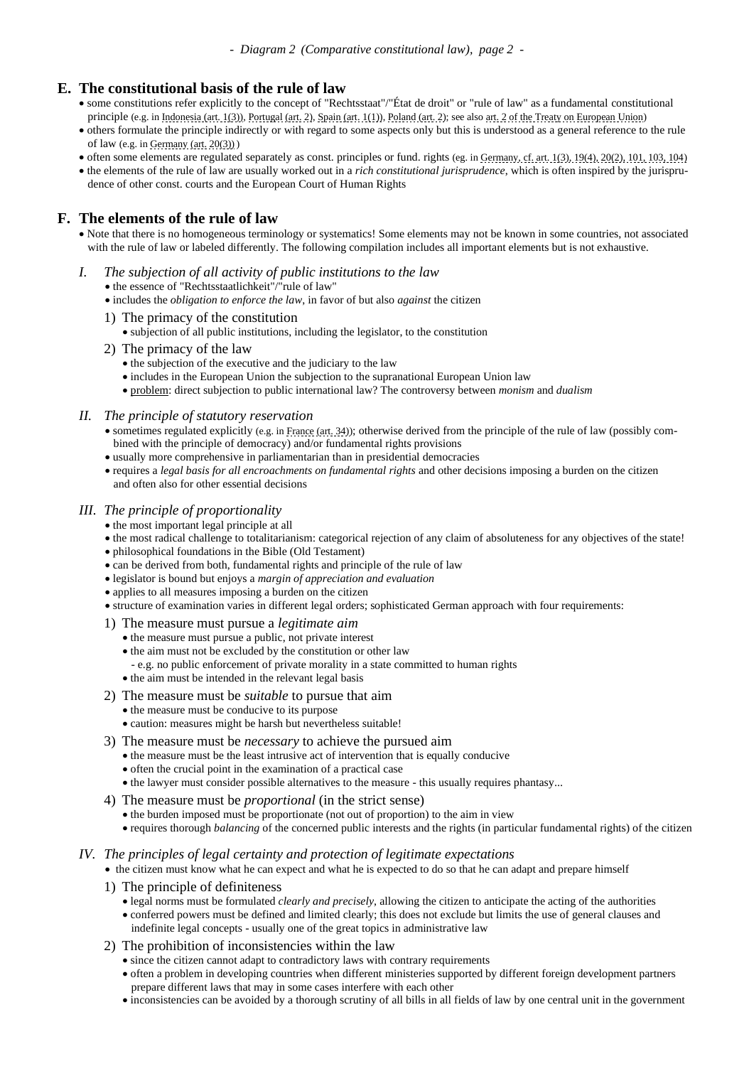## E. The constitutional basis of the rule of law

- some constitutions refer explicitly to the concept of "Rechtsstaat"/"État de droit" or "rule of law" as a fundamental constitutional principle (e.g. in Indonesia (art. 1(3)), Portugal (art. 2), Spain (art. 1(1)), Poland (art. 2); see also art. 2 of the Treaty on European Union)
- others formulate the principle indirectly or with regard to some aspects only but this is understood as a general reference to the rule of law (e.g. in Germany (art. 20(3)) )
- often some elements are regulated separately as const. principles or fund. rights (eg. in Germany, cf. art. 1(3), 19(4), 20(2), 101, 103, 104)
- the elements of the rule of law are usually worked out in a *rich constitutional jurisprudence*, which is often inspired by the jurisprudence of other const. courts and the European Court of Human Rights

## F. The elements of the rule of law

- Note that there is no homogeneous terminology or systematics! Some elements may not be known in some countries, not associated with the rule of law or labeled differently. The following compilation includes all important elements but is not exhaustive.

### *I. The subjection of all activity of public institutions to the law*

- the essence of "Rechtsstaatlichkeit"/"rule of law"
- includes the *obligation to enforce the law*, in favor of but also *against* the citizen

1) The primacy of the constitution
   - subjection of all public institutions, including the legislator, to the constitution
2) The primacy of the law
   - the subjection of the executive and the judiciary to the law
   - includes in the European Union the subjection to the supranational European Union law
   - problem: direct subjection to public international law? The controversy between *monism* and *dualism*

### *II. The principle of statutory reservation*

- sometimes regulated explicitly (e.g. in France (art. 34)); otherwise derived from the principle of the rule of law (possibly combined with the principle of democracy) and/or fundamental rights provisions
- usually more comprehensive in parliamentarian than in presidential democracies
- requires a *legal basis for all encroachments on fundamental rights* and other decisions imposing a burden on the citizen and often also for other essential decisions

### *III. The principle of proportionality*

- the most important legal principle at all
- the most radical challenge to totalitarianism: categorical rejection of any claim of absoluteness for any objectives of the state!
- philosophical foundations in the Bible (Old Testament)
- can be derived from both, fundamental rights and principle of the rule of law
- legislator is bound but enjoys a *margin of appreciation and evaluation*
- applies to all measures imposing a burden on the citizen
- structure of examination varies in different legal orders; sophisticated German approach with four requirements:

1) The measure must pursue a *legitimate aim*
   - the measure must pursue a public, not private interest
   - the aim must not be excluded by the constitution or other law
     - e.g. no public enforcement of private morality in a state committed to human rights
   - the aim must be intended in the relevant legal basis
2) The measure must be *suitable* to pursue that aim
   - the measure must be conducive to its purpose
   - caution: measures might be harsh but nevertheless suitable!
3) The measure must be *necessary* to achieve the pursued aim
   - the measure must be the least intrusive act of intervention that is equally conducive
   - often the crucial point in the examination of a practical case
   - the lawyer must consider possible alternatives to the measure - this usually requires phantasy...
4) The measure must be *proportional* (in the strict sense)
   - the burden imposed must be proportionate (not out of proportion) to the aim in view
   - requires thorough *balancing* of the concerned public interests and the rights (in particular fundamental rights) of the citizen

### *IV. The principles of legal certainty and protection of legitimate expectations*

- the citizen must know what he can expect and what he is expected to do so that he can adapt and prepare himself

1) The principle of definiteness
   - legal norms must be formulated *clearly and precisely*, allowing the citizen to anticipate the acting of the authorities
   - conferred powers must be defined and limited clearly; this does not exclude but limits the use of general clauses and indefinite legal concepts - usually one of the great topics in administrative law
2) The prohibition of inconsistencies within the law
   - since the citizen cannot adapt to contradictory laws with contrary requirements
   - often a problem in developing countries when different ministeries supported by different foreign development partners prepare different laws that may in some cases interfere with each other
   - inconsistencies can be avoided by a thorough scrutiny of all bills in all fields of law by one central unit in the government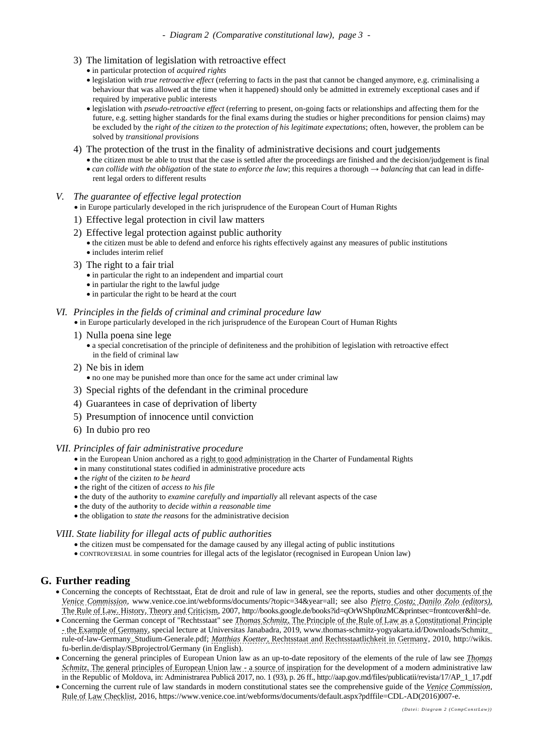3) The limitation of legislation with retroactive effect
   - in particular protection of *acquired rights*
   - legislation with *true retroactive effect* (referring to facts in the past that cannot be changed anymore, e.g. criminalising a behaviour that was allowed at the time when it happened) should only be admitted in extremely exceptional cases and if required by imperative public interests
   - legislation with *pseudo-retroactive effect* (referring to present, on-going facts or relationships and affecting them for the future, e.g. setting higher standards for the final exams during the studies or higher preconditions for pension claims) may be excluded by the *right of the citizen to the protection of his legitimate expectations*; often, however, the problem can be solved by *transitional provisions*

4) The protection of the trust in the finality of administrative decisions and court judgements
   - the citizen must be able to trust that the case is settled after the proceedings are finished and the decision/judgement is final
   - *can collide with the obligation* of the state *to enforce the law*; this requires a thorough → *balancing* that can lead in different legal orders to different results

### *V. The guarantee of effective legal protection*

- in Europe particularly developed in the rich jurisprudence of the European Court of Human Rights

1) Effective legal protection in civil law matters

2) Effective legal protection against public authority
   - the citizen must be able to defend and enforce his rights effectively against any measures of public institutions
   - includes interim relief

3) The right to a fair trial
   - in particular the right to an independent and impartial court
   - in partiular the right to the lawful judge
   - in particular the right to be heard at the court

### *VI. Principles in the fields of criminal and criminal procedure law*

- in Europe particularly developed in the rich jurisprudence of the European Court of Human Rights

1) Nulla poena sine lege
   - a special concretisation of the principle of definiteness and the prohibition of legislation with retroactive effect in the field of criminal law

2) Ne bis in idem
   - no one may be punished more than once for the same act under criminal law

3) Special rights of the defendant in the criminal procedure

4) Guarantees in case of deprivation of liberty

5) Presumption of innocence until conviction

6) In dubio pro reo

### *VII. Principles of fair administrative procedure*

- in the European Union anchored as a right to good administration in the Charter of Fundamental Rights
- in many constitutional states codified in administrative procedure acts
- the *right* of the ciziten *to be heard*
- the right of the citizen of *access to his file*
- the duty of the authority to *examine carefully and impartially* all relevant aspects of the case
- the duty of the authority to *decide within a reasonable time*
- the obligation to *state the reasons* for the administrative decision

### *VIII. State liability for illegal acts of public authorities*

- the citizen must be compensated for the damage caused by any illegal acting of public institutions
- CONTROVERSIAL in some countries for illegal acts of the legislator (recognised in European Union law)

## G. Further reading

- Concerning the concepts of Rechtsstaat, État de droit and rule of law in general, see the reports, studies and other documents of the *Venice Commission*, www.venice.coe.int/webforms/documents/?topic=34&year=all; see also *Pietro Costa; Danilo Zolo (editors)*, The Rule of Law. History, Theory and Criticism, 2007, http://books.google.de/books?id=qOrWShp0nzMC&printsec=frontcover&hl=de.
- Concerning the German concept of "Rechtsstaat" see *Thomas Schmitz*, The Principle of the Rule of Law as a Constitutional Principle - the Example of Germany, special lecture at Universitas Janabadra, 2019, www.thomas-schmitz-yogyakarta.id/Downloads/Schmitz_rule-of-law-Germany_Studium-Generale.pdf; *Matthias Koetter*, Rechtsstaat and Rechtsstaatlichkeit in Germany, 2010, http://wikis.fu-berlin.de/display/SBprojectrol/Germany (in English).
- Concerning the general principles of European Union law as an up-to-date repository of the elements of the rule of law see *Thomas Schmitz*, The general principles of European Union law - a source of inspiration for the development of a modern administrative law in the Republic of Moldova, in: Administrarea Publică 2017, no. 1 (93), p. 26 ff., http://aap.gov.md/files/publicatii/revista/17/AP_1_17.pdf
- Concerning the current rule of law standards in modern constitutional states see the comprehensive guide of the *Venice Commission*, Rule of Law Checklist, 2016, https://www.venice.coe.int/webforms/documents/default.aspx?pdffile=CDL-AD(2016)007-e.